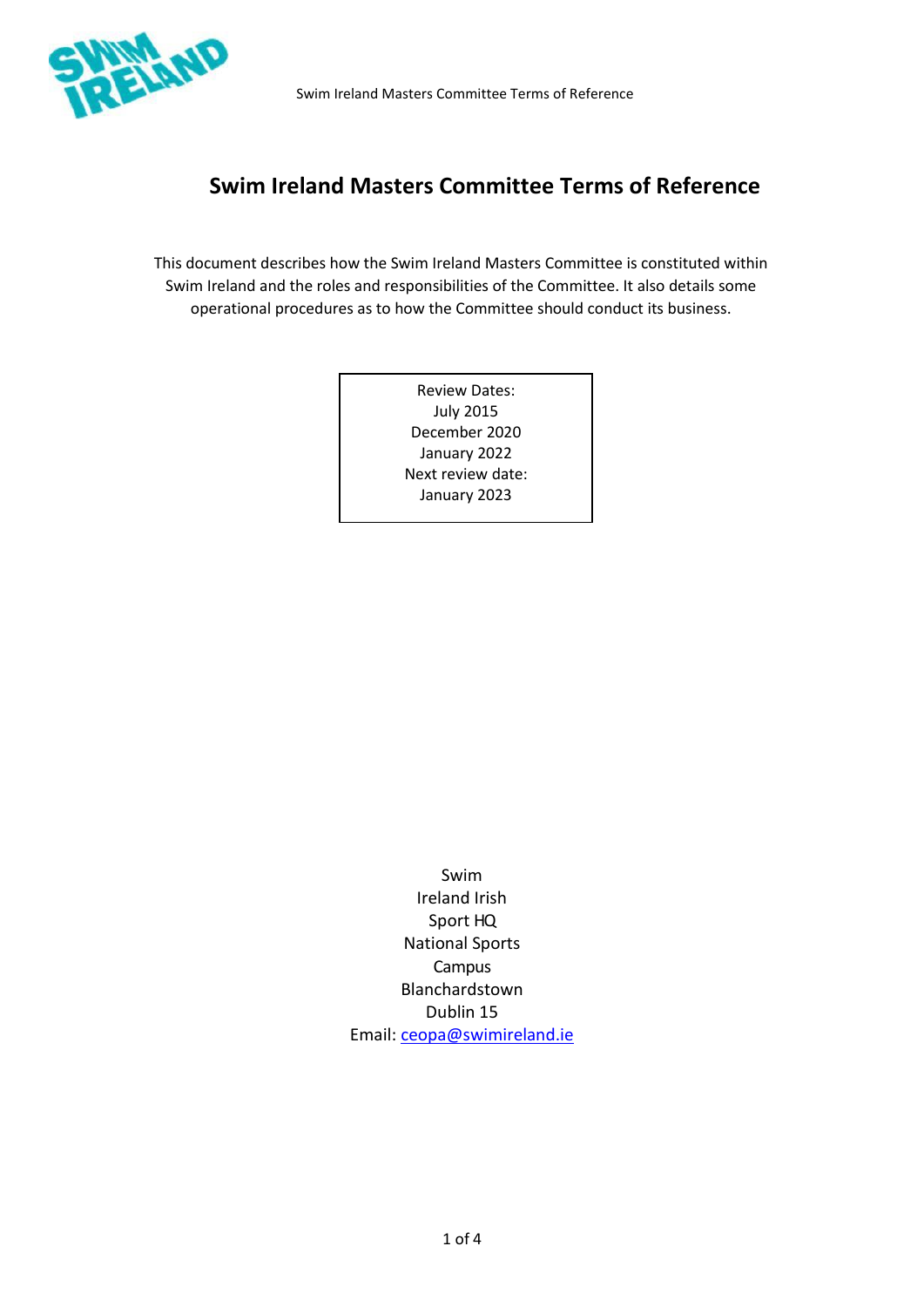# Swim Ireland Masters Committee Terms of Reference

This document describes how the Swim Ireland Masters Committee is constituted within Swim Ireland and the roles and responsibilities of the Committee. It also details some operational procedures as to how the Committee should conduct its business.

Review Dates:
July 2015
December 2020
January 2022
Next review date:
January 2023

Swim
Ireland Irish
Sport HQ
National Sports
Campus
Blanchardstown
Dublin 15
Email: ceopa@swimireland.ie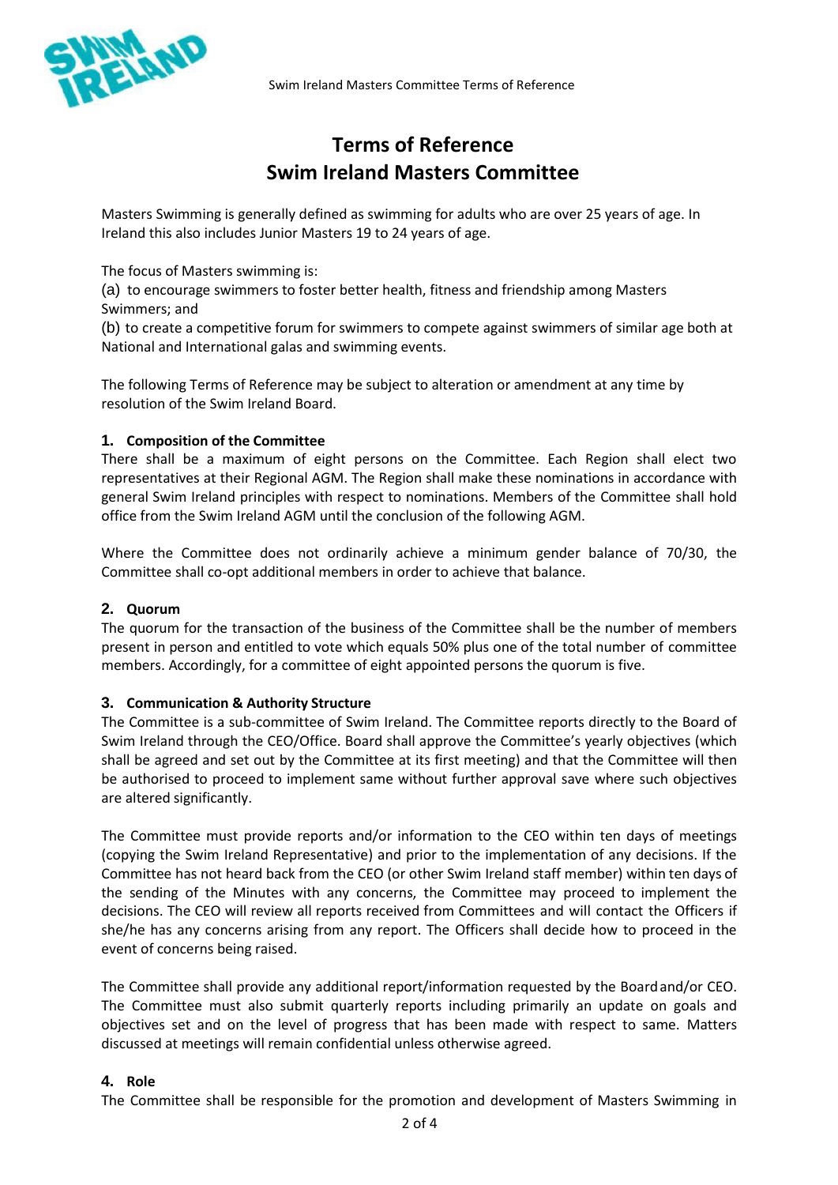# Terms of Reference
# Swim Ireland Masters Committee

Masters Swimming is generally defined as swimming for adults who are over 25 years of age. In Ireland this also includes Junior Masters 19 to 24 years of age.

The focus of Masters swimming is:

(a) to encourage swimmers to foster better health, fitness and friendship among Masters Swimmers; and

(b) to create a competitive forum for swimmers to compete against swimmers of similar age both at National and International galas and swimming events.

The following Terms of Reference may be subject to alteration or amendment at any time by resolution of the Swim Ireland Board.

### 1. Composition of the Committee

There shall be a maximum of eight persons on the Committee. Each Region shall elect two representatives at their Regional AGM. The Region shall make these nominations in accordance with general Swim Ireland principles with respect to nominations. Members of the Committee shall hold office from the Swim Ireland AGM until the conclusion of the following AGM.

Where the Committee does not ordinarily achieve a minimum gender balance of 70/30, the Committee shall co-opt additional members in order to achieve that balance.

### 2. Quorum

The quorum for the transaction of the business of the Committee shall be the number of members present in person and entitled to vote which equals 50% plus one of the total number of committee members. Accordingly, for a committee of eight appointed persons the quorum is five.

### 3. Communication & Authority Structure

The Committee is a sub-committee of Swim Ireland. The Committee reports directly to the Board of Swim Ireland through the CEO/Office. Board shall approve the Committee's yearly objectives (which shall be agreed and set out by the Committee at its first meeting) and that the Committee will then be authorised to proceed to implement same without further approval save where such objectives are altered significantly.

The Committee must provide reports and/or information to the CEO within ten days of meetings (copying the Swim Ireland Representative) and prior to the implementation of any decisions. If the Committee has not heard back from the CEO (or other Swim Ireland staff member) within ten days of the sending of the Minutes with any concerns, the Committee may proceed to implement the decisions. The CEO will review all reports received from Committees and will contact the Officers if she/he has any concerns arising from any report. The Officers shall decide how to proceed in the event of concerns being raised.

The Committee shall provide any additional report/information requested by the Board and/or CEO. The Committee must also submit quarterly reports including primarily an update on goals and objectives set and on the level of progress that has been made with respect to same. Matters discussed at meetings will remain confidential unless otherwise agreed.

### 4. Role

The Committee shall be responsible for the promotion and development of Masters Swimming in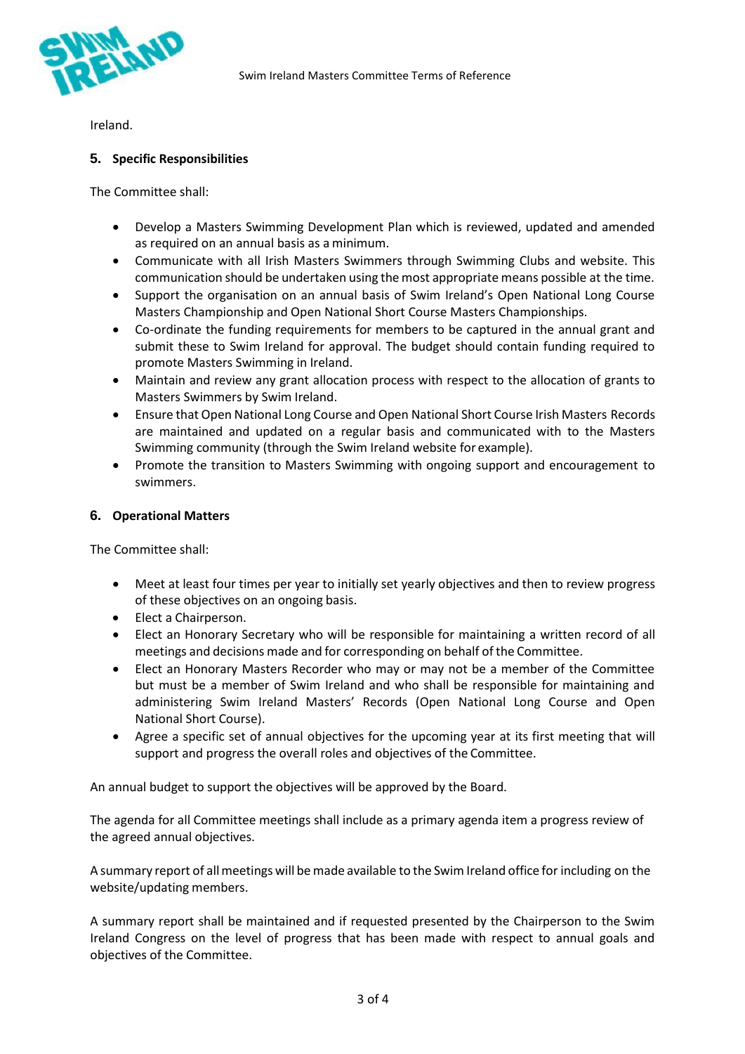Ireland.

## 5. Specific Responsibilities

The Committee shall:

- Develop a Masters Swimming Development Plan which is reviewed, updated and amended as required on an annual basis as a minimum.
- Communicate with all Irish Masters Swimmers through Swimming Clubs and website. This communication should be undertaken using the most appropriate means possible at the time.
- Support the organisation on an annual basis of Swim Ireland's Open National Long Course Masters Championship and Open National Short Course Masters Championships.
- Co-ordinate the funding requirements for members to be captured in the annual grant and submit these to Swim Ireland for approval. The budget should contain funding required to promote Masters Swimming in Ireland.
- Maintain and review any grant allocation process with respect to the allocation of grants to Masters Swimmers by Swim Ireland.
- Ensure that Open National Long Course and Open National Short Course Irish Masters Records are maintained and updated on a regular basis and communicated with to the Masters Swimming community (through the Swim Ireland website for example).
- Promote the transition to Masters Swimming with ongoing support and encouragement to swimmers.

## 6. Operational Matters

The Committee shall:

- Meet at least four times per year to initially set yearly objectives and then to review progress of these objectives on an ongoing basis.
- Elect a Chairperson.
- Elect an Honorary Secretary who will be responsible for maintaining a written record of all meetings and decisions made and for corresponding on behalf of the Committee.
- Elect an Honorary Masters Recorder who may or may not be a member of the Committee but must be a member of Swim Ireland and who shall be responsible for maintaining and administering Swim Ireland Masters' Records (Open National Long Course and Open National Short Course).
- Agree a specific set of annual objectives for the upcoming year at its first meeting that will support and progress the overall roles and objectives of the Committee.

An annual budget to support the objectives will be approved by the Board.

The agenda for all Committee meetings shall include as a primary agenda item a progress review of the agreed annual objectives.

A summary report of all meetings will be made available to the Swim Ireland office for including on the website/updating members.

A summary report shall be maintained and if requested presented by the Chairperson to the Swim Ireland Congress on the level of progress that has been made with respect to annual goals and objectives of the Committee.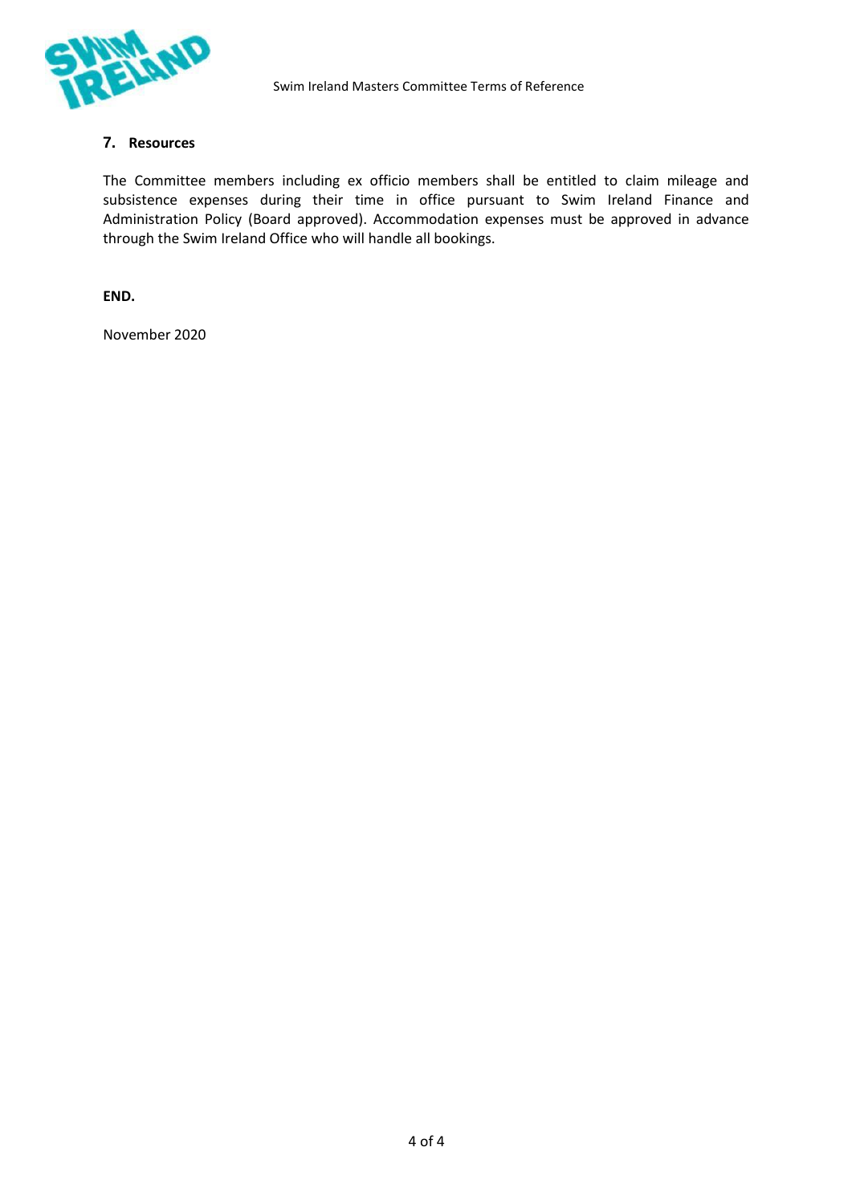## 7. Resources

The Committee members including ex officio members shall be entitled to claim mileage and subsistence expenses during their time in office pursuant to Swim Ireland Finance and Administration Policy (Board approved). Accommodation expenses must be approved in advance through the Swim Ireland Office who will handle all bookings.

**END.**

November 2020